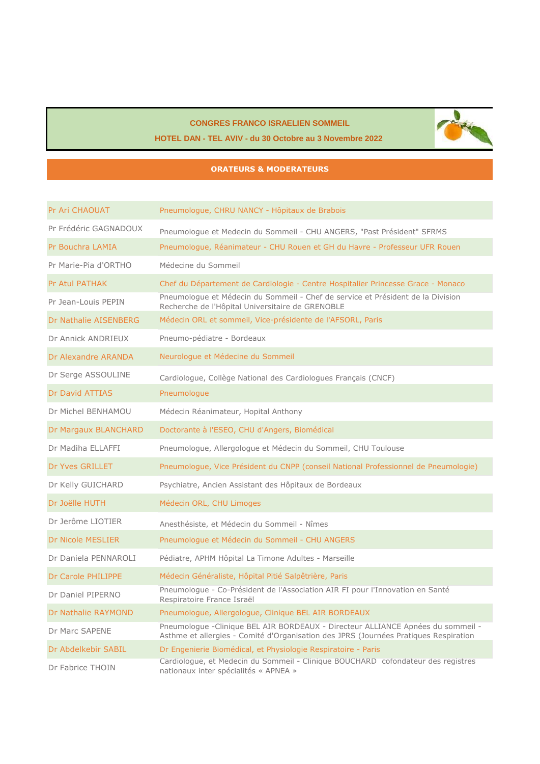**CONGRES FRANCO ISRAELIEN SOMMEIL**

**HOTEL DAN - TEL AVIV - du 30 Octobre au 3 Novembre 2022**

## ORATEURS & MODERATEURS

| | |
|---|---|
| Pr Ari CHAOUAT | Pneumologue, CHRU NANCY - Hôpitaux de Brabois |
| Pr Frédéric GAGNADOUX | Pneumologue et Medecin du Sommeil - CHU ANGERS, "Past Président" SFRMS |
| Pr Bouchra LAMIA | Pneumologue, Réanimateur - CHU Rouen et GH du Havre - Professeur UFR Rouen |
| Pr Marie-Pia d'ORTHO | Médecine du Sommeil |
| Pr Atul PATHAK | Chef du Département de Cardiologie - Centre Hospitalier Princesse Grace - Monaco |
| Pr Jean-Louis PEPIN | Pneumologue et Médecin du Sommeil - Chef de service et Président de la Division Recherche de l'Hôpital Universitaire de GRENOBLE |
| Dr Nathalie AISENBERG | Médecin ORL et sommeil, Vice-présidente de l'AFSORL, Paris |
| Dr Annick ANDRIEUX | Pneumo-pédiatre - Bordeaux |
| Dr Alexandre ARANDA | Neurologue et Médecine du Sommeil |
| Dr Serge ASSOULINE | Cardiologue, Collège National des Cardiologues Français (CNCF) |
| Dr David ATTIAS | Pneumologue |
| Dr Michel BENHAMOU | Médecin Réanimateur, Hopital Anthony |
| Dr Margaux BLANCHARD | Doctorante à l'ESEO, CHU d'Angers, Biomédical |
| Dr Madiha ELLAFFI | Pneumologue, Allergologue et Médecin du Sommeil, CHU Toulouse |
| Dr Yves GRILLET | Pneumologue, Vice Président du CNPP (conseil National Professionnel de Pneumologie) |
| Dr Kelly GUICHARD | Psychiatre, Ancien Assistant des Hôpitaux de Bordeaux |
| Dr Joëlle HUTH | Médecin ORL, CHU Limoges |
| Dr Jerôme LIOTIER | Anesthésiste, et Médecin du Sommeil - Nîmes |
| Dr Nicole MESLIER | Pneumologue et Médecin du Sommeil - CHU ANGERS |
| Dr Daniela PENNAROLI | Pédiatre, APHM Hôpital La Timone Adultes - Marseille |
| Dr Carole PHILIPPE | Médecin Généraliste, Hôpital Pitié Salpêtrière, Paris |
| Dr Daniel PIPERNO | Pneumologue - Co-Président de l'Association AIR FI pour l'Innovation en Santé Respiratoire France Israël |
| Dr Nathalie RAYMOND | Pneumologue, Allergologue, Clinique BEL AIR BORDEAUX |
| Dr Marc SAPENE | Pneumologue -Clinique BEL AIR BORDEAUX - Directeur ALLIANCE Apnées du sommeil - Asthme et allergies - Comité d'Organisation des JPRS (Journées Pratiques Respiration |
| Dr Abdelkebir SABIL | Dr Engenierie Biomédical, et Physiologie Respiratoire - Paris |
| Dr Fabrice THOIN | Cardiologue, et Medecin du Sommeil - Clinique BOUCHARD cofondateur des registres nationaux inter spécialités « APNEA » |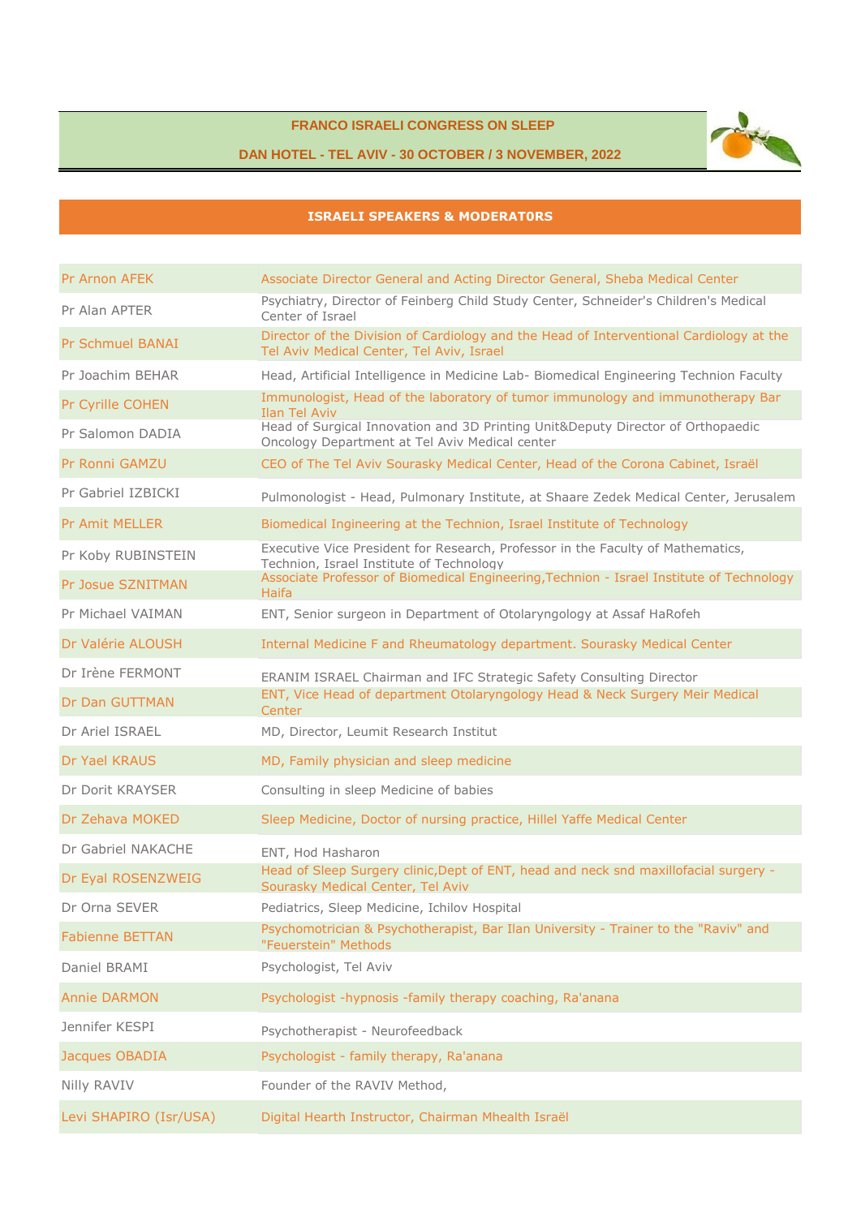**FRANCO ISRAELI CONGRESS ON SLEEP**

**DAN HOTEL - TEL AVIV - 30 OCTOBER / 3 NOVEMBER, 2022**

## ISRAELI SPEAKERS & MODERATORS

| | |
|---|---|
| Pr Arnon AFEK | Associate Director General and Acting Director General, Sheba Medical Center |
| Pr Alan APTER | Psychiatry, Director of Feinberg Child Study Center, Schneider's Children's Medical Center of Israel |
| Pr Schmuel BANAI | Director of the Division of Cardiology and the Head of Interventional Cardiology at the Tel Aviv Medical Center, Tel Aviv, Israel |
| Pr Joachim BEHAR | Head, Artificial Intelligence in Medicine Lab- Biomedical Engineering Technion Faculty |
| Pr Cyrille COHEN | Immunologist, Head of the laboratory of tumor immunology and immunotherapy Bar Ilan Tel Aviv |
| Pr Salomon DADIA | Head of Surgical Innovation and 3D Printing Unit&Deputy Director of Orthopaedic Oncology Department at Tel Aviv Medical center |
| Pr Ronni GAMZU | CEO of The Tel Aviv Sourasky Medical Center, Head of the Corona Cabinet, Israël |
| Pr Gabriel IZBICKI | Pulmonologist - Head, Pulmonary Institute, at Shaare Zedek Medical Center, Jerusalem |
| Pr Amit MELLER | Biomedical Ingineering at the Technion, Israel Institute of Technology |
| Pr Koby RUBINSTEIN | Executive Vice President for Research, Professor in the Faculty of Mathematics, Technion, Israel Institute of Technology |
| Pr Josue SZNITMAN | Associate Professor of Biomedical Engineering,Technion - Israel Institute of Technology Haifa |
| Pr Michael VAIMAN | ENT, Senior surgeon in Department of Otolaryngology at Assaf HaRofeh |
| Dr Valérie ALOUSH | Internal Medicine F and Rheumatology department. Sourasky Medical Center |
| Dr Irène FERMONT | ERANIM ISRAEL Chairman and IFC Strategic Safety Consulting Director |
| Dr Dan GUTTMAN | ENT, Vice Head of department Otolaryngology Head & Neck Surgery Meir Medical Center |
| Dr Ariel ISRAEL | MD, Director, Leumit Research Institut |
| Dr Yael KRAUS | MD, Family physician and sleep medicine |
| Dr Dorit KRAYSER | Consulting in sleep Medicine of babies |
| Dr Zehava MOKED | Sleep Medicine, Doctor of nursing practice, Hillel Yaffe Medical Center |
| Dr Gabriel NAKACHE | ENT, Hod Hasharon |
| Dr Eyal ROSENZWEIG | Head of Sleep Surgery clinic,Dept of ENT, head and neck snd maxillofacial surgery - Sourasky Medical Center, Tel Aviv |
| Dr Orna SEVER | Pediatrics, Sleep Medicine, Ichilov Hospital |
| Fabienne BETTAN | Psychomotrician & Psychotherapist, Bar Ilan University - Trainer to the "Raviv" and "Feuerstein" Methods |
| Daniel BRAMI | Psychologist, Tel Aviv |
| Annie DARMON | Psychologist -hypnosis -family therapy coaching, Ra'anana |
| Jennifer KESPI | Psychotherapist - Neurofeedback |
| Jacques OBADIA | Psychologist - family therapy, Ra'anana |
| Nilly RAVIV | Founder of the RAVIV Method, |
| Levi SHAPIRO (Isr/USA) | Digital Hearth Instructor, Chairman Mhealth Israël |